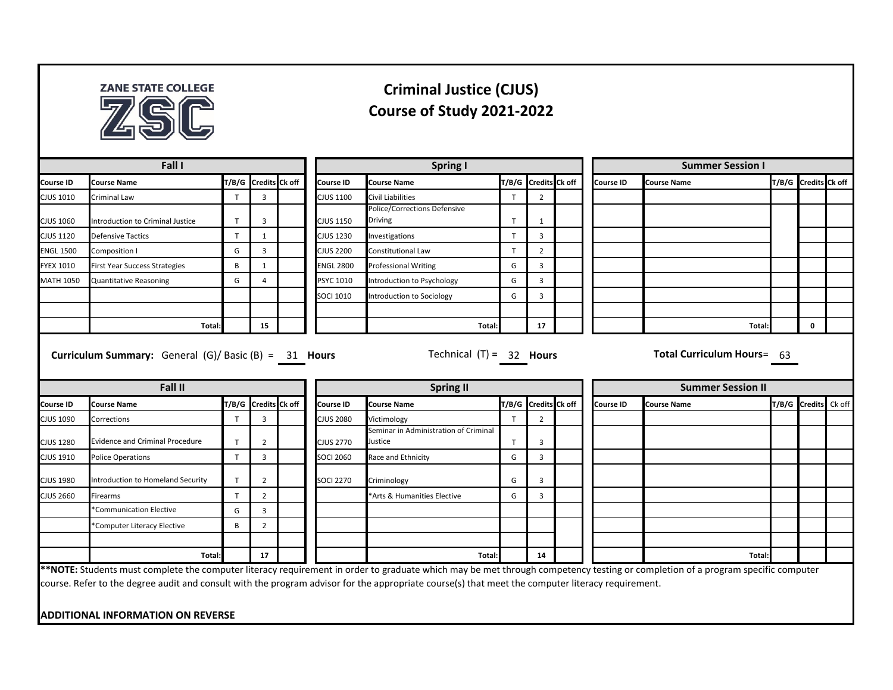ZANE STATE COLLEGE ZSC

# Criminal Justice (CJUS)
## Course of Study 2021-2022

### Fall I

| Course ID | Course Name | T/B/G | Credits | Ck off |
|---|---|---|---|---|
| CJUS 1010 | Criminal Law | T | 3 | |
| CJUS 1060 | Introduction to Criminal Justice | T | 3 | |
| CJUS 1120 | Defensive Tactics | T | 1 | |
| ENGL 1500 | Composition I | G | 3 | |
| FYEX 1010 | First Year Success Strategies | B | 1 | |
| MATH 1050 | Quantitative Reasoning | G | 4 | |
| | | | | |
| | | | | |
| | Total: | | 15 | |

### Spring I

| Course ID | Course Name | T/B/G | Credits | Ck off |
|---|---|---|---|---|
| CJUS 1100 | Civil Liabilities | T | 2 | |
| CJUS 1150 | Police/Corrections Defensive Driving | T | 1 | |
| CJUS 1230 | Investigations | T | 3 | |
| CJUS 2200 | Constitutional Law | T | 2 | |
| ENGL 2800 | Professional Writing | G | 3 | |
| PSYC 1010 | Introduction to Psychology | G | 3 | |
| SOCI 1010 | Introduction to Sociology | G | 3 | |
| | | | | |
| | Total: | | 17 | |

### Summer Session I

| Course ID | Course Name | T/B/G | Credits | Ck off |
|---|---|---|---|---|
| | | | | |
| | Total: | | 0 | |

**Curriculum Summary:** General (G)/ Basic (B) = 31 **Hours** Technical (T) = 32 **Hours** **Total Curriculum Hours**= 63

### Fall II

| Course ID | Course Name | T/B/G | Credits | Ck off |
|---|---|---|---|---|
| CJUS 1090 | Corrections | T | 3 | |
| CJUS 1280 | Evidence and Criminal Procedure | T | 2 | |
| CJUS 1910 | Police Operations | T | 3 | |
| CJUS 1980 | Introduction to Homeland Security | T | 2 | |
| CJUS 2660 | Firearms | T | 2 | |
| | *Communication Elective | G | 3 | |
| | *Computer Literacy Elective | B | 2 | |
| | | | | |
| | Total: | | 17 | |

### Spring II

| Course ID | Course Name | T/B/G | Credits | Ck off |
|---|---|---|---|---|
| CJUS 2080 | Victimology | T | 2 | |
| CJUS 2770 | Seminar in Administration of Criminal Justice | T | 3 | |
| SOCI 2060 | Race and Ethnicity | G | 3 | |
| SOCI 2270 | Criminology | G | 3 | |
| | *Arts & Humanities Elective | G | 3 | |
| | | | | |
| | Total: | | 14 | |

### Summer Session II

| Course ID | Course Name | T/B/G | Credits | Ck off |
|---|---|---|---|---|
| | | | | |
| | Total: | | | |

****NOTE:** Students must complete the computer literacy requirement in order to graduate which may be met through competency testing or completion of a program specific computer course. Refer to the degree audit and consult with the program advisor for the appropriate course(s) that meet the computer literacy requirement.

**ADDITIONAL INFORMATION ON REVERSE**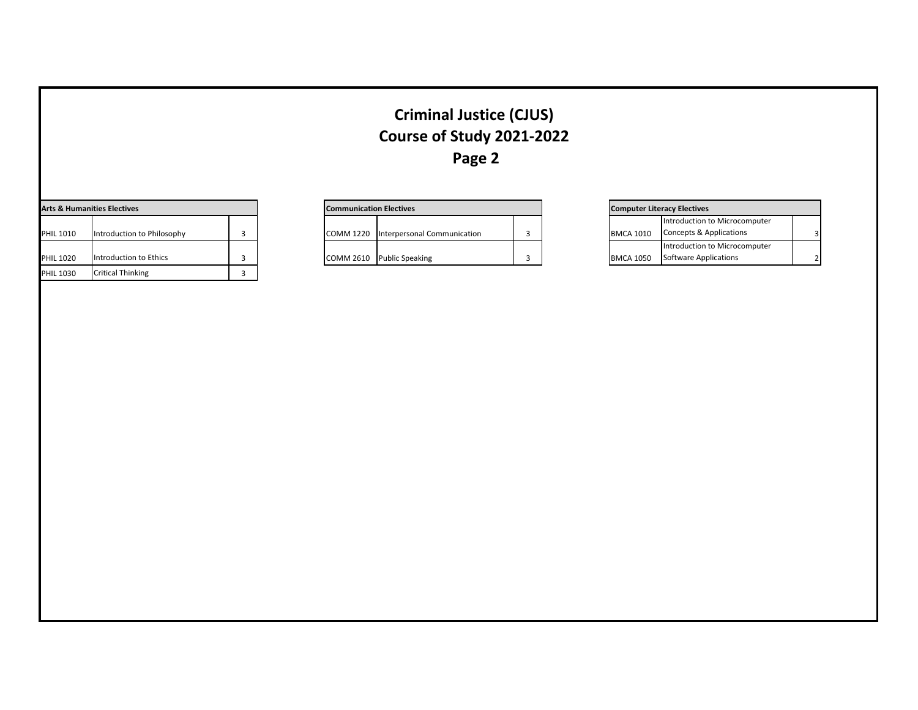# Criminal Justice (CJUS)
## Course of Study 2021-2022
### Page 2

| Arts & Humanities Electives | | |
|---|---|---|
| PHIL 1010 | Introduction to Philosophy | 3 |
| PHIL 1020 | Introduction to Ethics | 3 |
| PHIL 1030 | Critical Thinking | 3 |

| Communication Electives | | |
|---|---|---|
| COMM 1220 | Interpersonal Communication | 3 |
| COMM 2610 | Public Speaking | 3 |

| Computer Literacy Electives | | |
|---|---|---|
| BMCA 1010 | Introduction to Microcomputer Concepts & Applications | 3 |
| BMCA 1050 | Introduction to Microcomputer Software Applications | 2 |